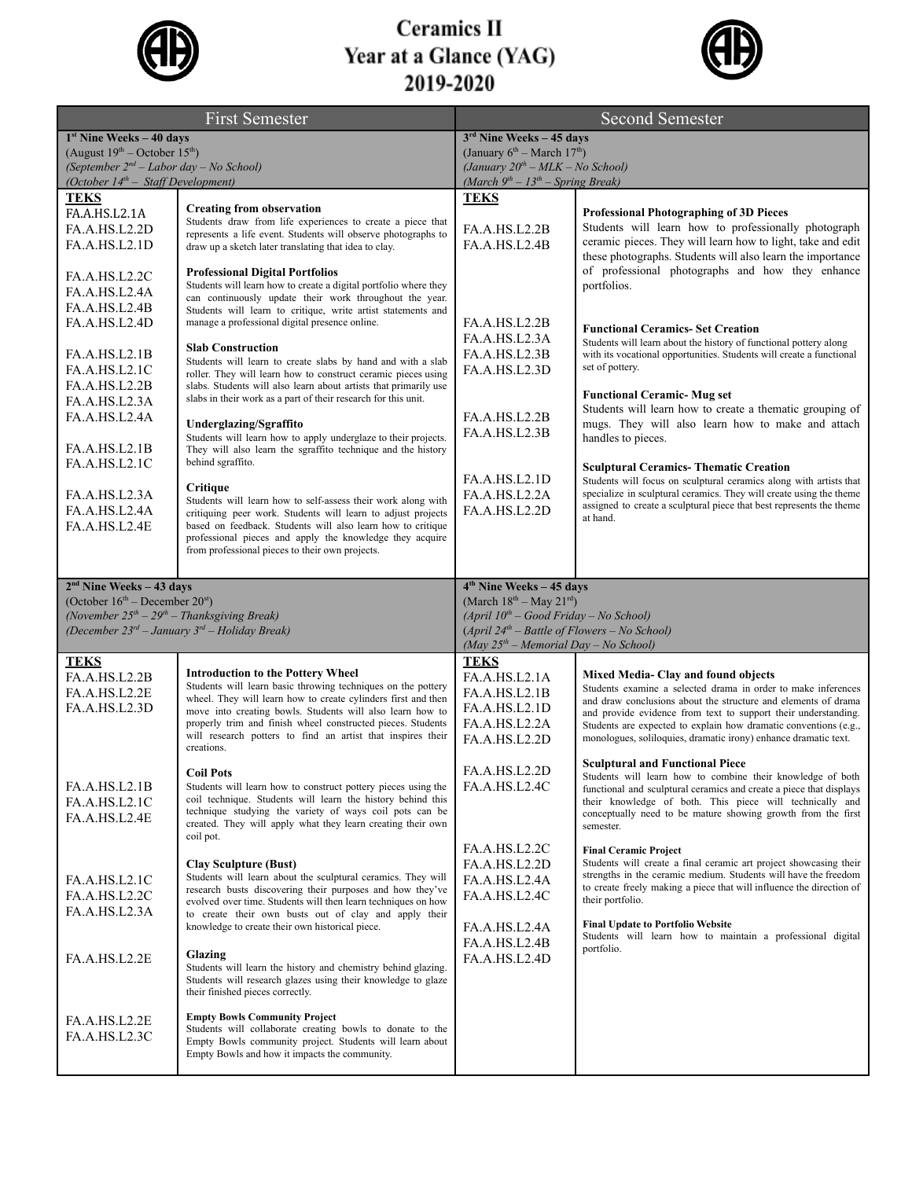# Ceramics II
# Year at a Glance (YAG)
# 2019-2020

## First Semester

### 1st Nine Weeks – 40 days

(August 19th – October 15th)
*(September 2nd – Labor day – No School)*
*(October 14th – Staff Development)*

| TEKS | |
|---|---|
| FA.A.HS.L2.1A<br>FA.A.HS.L2.2D<br>FA.A.HS.L2.1D | **Creating from observation**<br>Students draw from life experiences to create a piece that represents a life event. Students will observe photographs to draw up a sketch later translating that idea to clay. |
| FA.A.HS.L2.2C<br>FA.A.HS.L2.4A<br>FA.A.HS.L2.4B<br>FA.A.HS.L2.4D | **Professional Digital Portfolios**<br>Students will learn how to create a digital portfolio where they can continuously update their work throughout the year. Students will learn to critique, write artist statements and manage a professional digital presence online. |
| FA.A.HS.L2.1B<br>FA.A.HS.L2.1C<br>FA.A.HS.L2.2B<br>FA.A.HS.L2.3A<br>FA.A.HS.L2.4A | **Slab Construction**<br>Students will learn to create slabs by hand and with a slab roller. They will learn how to construct ceramic pieces using slabs. Students will also learn about artists that primarily use slabs in their work as a part of their research for this unit. |
| FA.A.HS.L2.1B<br>FA.A.HS.L2.1C | **Underglazing/Sgraffito**<br>Students will learn how to apply underglaze to their projects. They will also learn the sgraffito technique and the history behind sgraffito. |
| FA.A.HS.L2.3A<br>FA.A.HS.L2.4A<br>FA.A.HS.L2.4E | **Critique**<br>Students will learn how to self-assess their work along with critiquing peer work. Students will learn to adjust projects based on feedback. Students will also learn how to critique professional pieces and apply the knowledge they acquire from professional pieces to their own projects. |

### 2nd Nine Weeks – 43 days

(October 16th – December 20st)
*(November 25th – 29th – Thanksgiving Break)*
*(December 23rd – January 3rd – Holiday Break)*

| TEKS | |
|---|---|
| FA.A.HS.L2.2B<br>FA.A.HS.L2.2E<br>FA.A.HS.L2.3D | **Introduction to the Pottery Wheel**<br>Students will learn basic throwing techniques on the pottery wheel. They will learn how to create cylinders first and then move into creating bowls. Students will also learn how to properly trim and finish wheel constructed pieces. Students will research potters to find an artist that inspires their creations. |
| FA.A.HS.L2.1B<br>FA.A.HS.L2.1C<br>FA.A.HS.L2.4E | **Coil Pots**<br>Students will learn how to construct pottery pieces using the coil technique. Students will learn the history behind this technique studying the variety of ways coil pots can be created. They will apply what they learn creating their own coil pot. |
| FA.A.HS.L2.1C<br>FA.A.HS.L2.2C<br>FA.A.HS.L2.3A | **Clay Sculpture (Bust)**<br>Students will learn about the sculptural ceramics. They will research busts discovering their purposes and how they've evolved over time. Students will then learn techniques on how to create their own busts out of clay and apply their knowledge to create their own historical piece. |
| FA.A.HS.L2.2E | **Glazing**<br>Students will learn the history and chemistry behind glazing. Students will research glazes using their knowledge to glaze their finished pieces correctly. |
| FA.A.HS.L2.2E<br>FA.A.HS.L2.3C | **Empty Bowls Community Project**<br>Students will collaborate creating bowls to donate to the Empty Bowls community project. Students will learn about Empty Bowls and how it impacts the community. |

## Second Semester

### 3rd Nine Weeks – 45 days

(January 6th – March 17th)
*(January 20th – MLK – No School)*
*(March 9th – 13th – Spring Break)*

| TEKS | |
|---|---|
| FA.A.HS.L2.2B<br>FA.A.HS.L2.4B | **Professional Photographing of 3D Pieces**<br>Students will learn how to professionally photograph ceramic pieces. They will learn how to light, take and edit these photographs. Students will also learn the importance of professional photographs and how they enhance portfolios. |
| FA.A.HS.L2.2B<br>FA.A.HS.L2.3A<br>FA.A.HS.L2.3B<br>FA.A.HS.L2.3D | **Functional Ceramics- Set Creation**<br>Students will learn about the history of functional pottery along with its vocational opportunities. Students will create a functional set of pottery. |
| FA.A.HS.L2.2B<br>FA.A.HS.L2.3B | **Functional Ceramic- Mug set**<br>Students will learn how to create a thematic grouping of mugs. They will also learn how to make and attach handles to pieces. |
| FA.A.HS.L2.1D<br>FA.A.HS.L2.2A<br>FA.A.HS.L2.2D | **Sculptural Ceramics- Thematic Creation**<br>Students will focus on sculptural ceramics along with artists that specialize in sculptural ceramics. They will create using the theme assigned to create a sculptural piece that best represents the theme at hand. |

### 4th Nine Weeks – 45 days

(March 18th – May 21rd)
*(April 10th – Good Friday – No School)*
*(April 24th – Battle of Flowers – No School)*
*(May 25th – Memorial Day – No School)*

| TEKS | |
|---|---|
| FA.A.HS.L2.1A<br>FA.A.HS.L2.1B<br>FA.A.HS.L2.1D<br>FA.A.HS.L2.2A<br>FA.A.HS.L2.2D | **Mixed Media- Clay and found objects**<br>Students examine a selected drama in order to make inferences and draw conclusions about the structure and elements of drama and provide evidence from text to support their understanding. Students are expected to explain how dramatic conventions (e.g., monologues, soliloquies, dramatic irony) enhance dramatic text. |
| FA.A.HS.L2.2D<br>FA.A.HS.L2.4C | **Sculptural and Functional Piece**<br>Students will learn how to combine their knowledge of both functional and sculptural ceramics and create a piece that displays their knowledge of both. This piece will technically and conceptually need to be mature showing growth from the first semester. |
| FA.A.HS.L2.2C<br>FA.A.HS.L2.2D<br>FA.A.HS.L2.4A<br>FA.A.HS.L2.4C | **Final Ceramic Project**<br>Students will create a final ceramic art project showcasing their strengths in the ceramic medium. Students will have the freedom to create freely making a piece that will influence the direction of their portfolio. |
| FA.A.HS.L2.4A<br>FA.A.HS.L2.4B<br>FA.A.HS.L2.4D | **Final Update to Portfolio Website**<br>Students will learn how to maintain a professional digital portfolio. |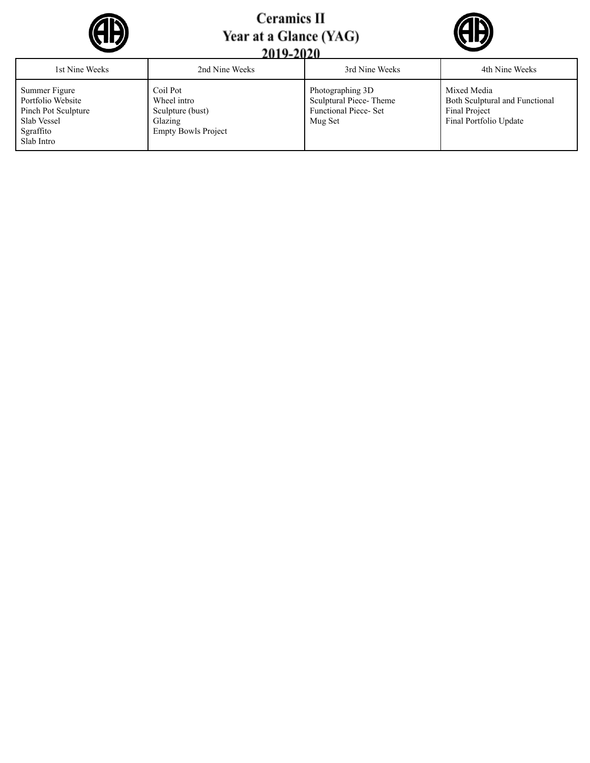# Ceramics II
## Year at a Glance (YAG)
## 2019-2020

| 1st Nine Weeks | 2nd Nine Weeks | 3rd Nine Weeks | 4th Nine Weeks |
|---|---|---|---|
| Summer Figure<br>Portfolio Website<br>Pinch Pot Sculpture<br>Slab Vessel<br>Sgraffito<br>Slab Intro | Coil Pot<br>Wheel intro<br>Sculpture (bust)<br>Glazing<br>Empty Bowls Project | Photographing 3D<br>Sculptural Piece- Theme<br>Functional Piece- Set<br>Mug Set | Mixed Media<br>Both Sculptural and Functional<br>Final Project<br>Final Portfolio Update |